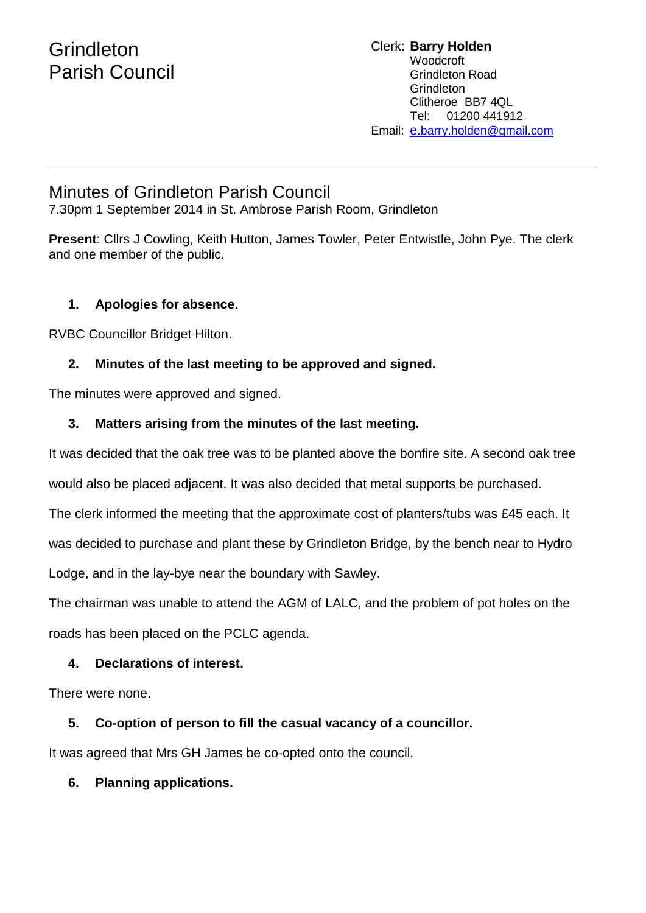# Grindleton Parish Council

Clerk: **Barry Holden**
Woodcroft
Grindleton Road
Grindleton
Clitheroe BB7 4QL
Tel: 01200 441912
Email: e.barry.holden@gmail.com

---

## Minutes of Grindleton Parish Council

7.30pm 1 September 2014 in St. Ambrose Parish Room, Grindleton

**Present**: Cllrs J Cowling, Keith Hutton, James Towler, Peter Entwistle, John Pye. The clerk and one member of the public.

1. **Apologies for absence.**

RVBC Councillor Bridget Hilton.

2. **Minutes of the last meeting to be approved and signed.**

The minutes were approved and signed.

3. **Matters arising from the minutes of the last meeting.**

It was decided that the oak tree was to be planted above the bonfire site. A second oak tree would also be placed adjacent. It was also decided that metal supports be purchased.

The clerk informed the meeting that the approximate cost of planters/tubs was £45 each. It was decided to purchase and plant these by Grindleton Bridge, by the bench near to Hydro Lodge, and in the lay-bye near the boundary with Sawley.

The chairman was unable to attend the AGM of LALC, and the problem of pot holes on the roads has been placed on the PCLC agenda.

4. **Declarations of interest.**

There were none.

5. **Co-option of person to fill the casual vacancy of a councillor.**

It was agreed that Mrs GH James be co-opted onto the council.

6. **Planning applications.**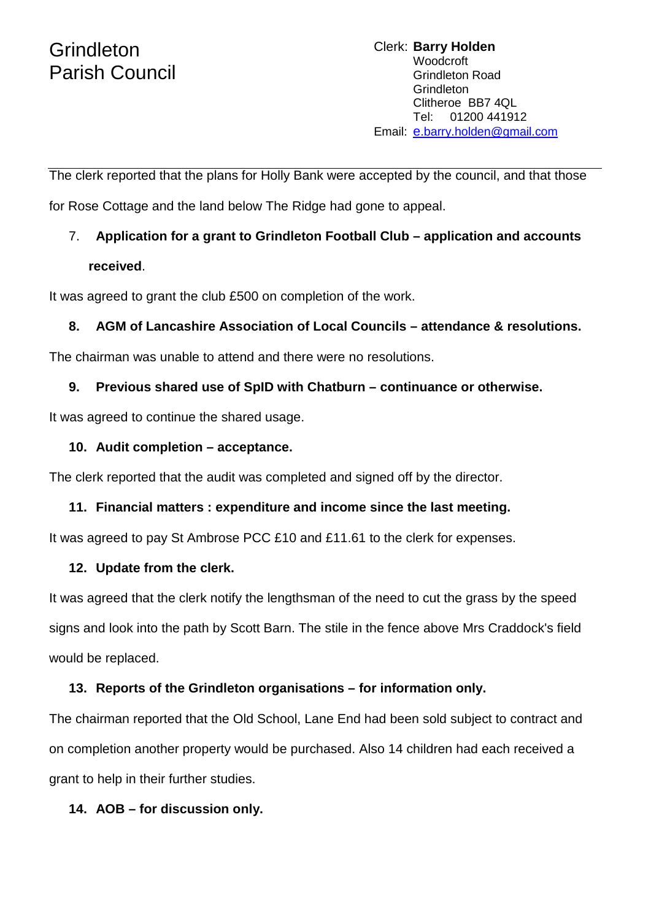Grindleton
Parish Council

Clerk: **Barry Holden**
Woodcroft
Grindleton Road
Grindleton
Clitheroe BB7 4QL
Tel: 01200 441912
Email: e.barry.holden@gmail.com

---

The clerk reported that the plans for Holly Bank were accepted by the council, and that those for Rose Cottage and the land below The Ridge had gone to appeal.

7. **Application for a grant to Grindleton Football Club – application and accounts received**.

It was agreed to grant the club £500 on completion of the work.

8. **AGM of Lancashire Association of Local Councils – attendance & resolutions.**

The chairman was unable to attend and there were no resolutions.

9. **Previous shared use of SpID with Chatburn – continuance or otherwise.**

It was agreed to continue the shared usage.

10. **Audit completion – acceptance.**

The clerk reported that the audit was completed and signed off by the director.

11. **Financial matters : expenditure and income since the last meeting.**

It was agreed to pay St Ambrose PCC £10 and £11.61 to the clerk for expenses.

12. **Update from the clerk.**

It was agreed that the clerk notify the lengthsman of the need to cut the grass by the speed signs and look into the path by Scott Barn. The stile in the fence above Mrs Craddock's field would be replaced.

13. **Reports of the Grindleton organisations – for information only.**

The chairman reported that the Old School, Lane End had been sold subject to contract and on completion another property would be purchased. Also 14 children had each received a grant to help in their further studies.

14. **AOB – for discussion only.**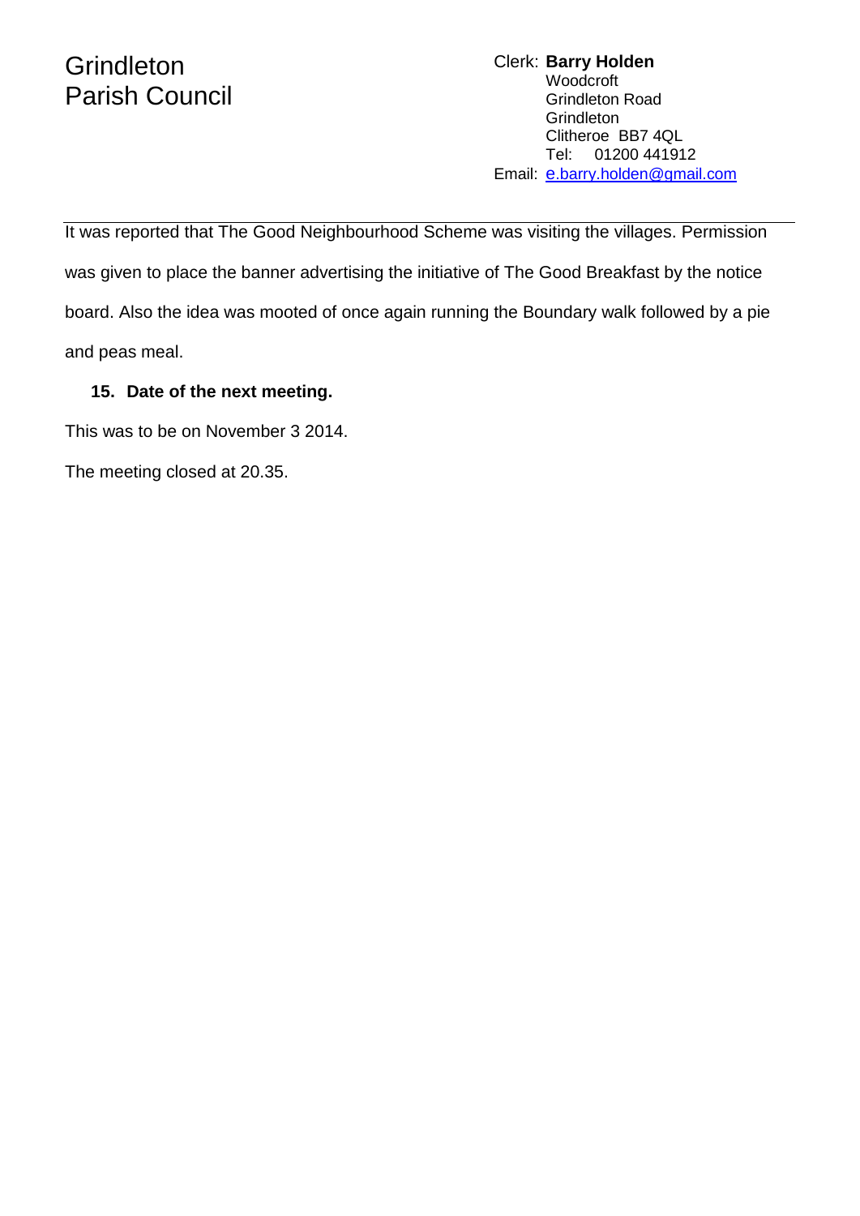# Grindleton Parish Council

Clerk: **Barry Holden**
Woodcroft
Grindleton Road
Grindleton
Clitheroe BB7 4QL
Tel: 01200 441912
Email: e.barry.holden@gmail.com

---

It was reported that The Good Neighbourhood Scheme was visiting the villages. Permission was given to place the banner advertising the initiative of The Good Breakfast by the notice board. Also the idea was mooted of once again running the Boundary walk followed by a pie and peas meal.

**15. Date of the next meeting.**

This was to be on November 3 2014.

The meeting closed at 20.35.